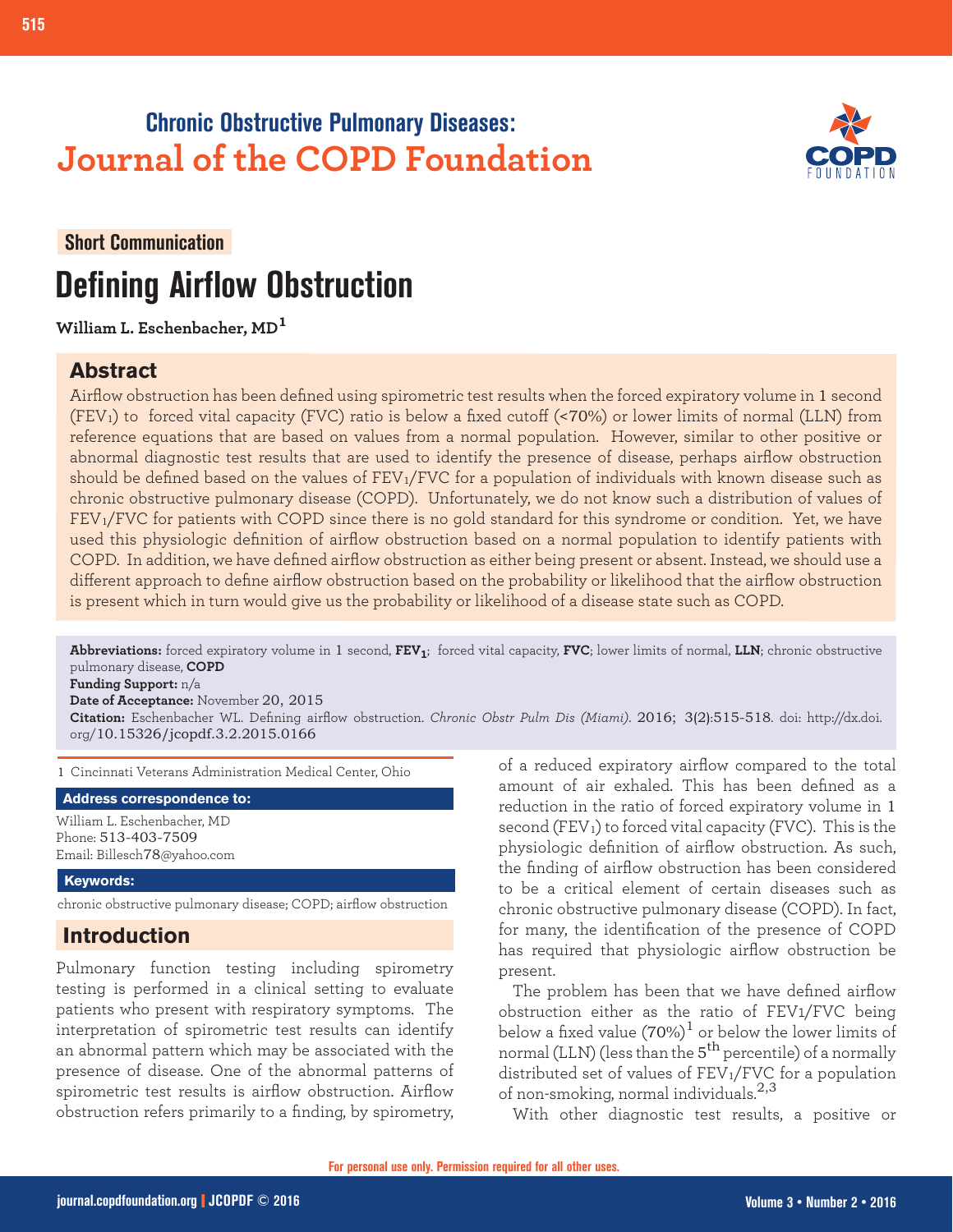Chronic Obstructive Pulmonary Diseases:

**Journal of the COPD Foundation**

Short Communication

# Defining Airflow Obstruction

**William L. Eschenbacher, MD**[1]

## Abstract

Airflow obstruction has been defined using spirometric test results when the forced expiratory volume in 1 second ($FEV_1$) to forced vital capacity (FVC) ratio is below a fixed cutoff (<70%) or lower limits of normal (LLN) from reference equations that are based on values from a normal population. However, similar to other positive or abnormal diagnostic test results that are used to identify the presence of disease, perhaps airflow obstruction should be defined based on the values of $FEV_1$/FVC for a population of individuals with known disease such as chronic obstructive pulmonary disease (COPD). Unfortunately, we do not know such a distribution of values of $FEV_1$/FVC for patients with COPD since there is no gold standard for this syndrome or condition. Yet, we have used this physiologic definition of airflow obstruction based on a normal population to identify patients with COPD. In addition, we have defined airflow obstruction as either being present or absent. Instead, we should use a different approach to define airflow obstruction based on the probability or likelihood that the airflow obstruction is present which in turn would give us the probability or likelihood of a disease state such as COPD.

**Abbreviations:** forced expiratory volume in 1 second, **$FEV_1$**; forced vital capacity, **FVC**; lower limits of normal, **LLN**; chronic obstructive pulmonary disease, **COPD**

**Funding Support:** n/a

**Date of Acceptance:** November 20, 2015

**Citation:** Eschenbacher WL. Defining airflow obstruction. *Chronic Obstr Pulm Dis (Miami)*. 2016; 3(2):515-518. doi: http://dx.doi.org/10.15326/jcopdf.3.2.2015.0166

1 Cincinnati Veterans Administration Medical Center, Ohio

**Address correspondence to:**

William L. Eschenbacher, MD
Phone: 513-403-7509
Email: Billesch78@yahoo.com

**Keywords:**

chronic obstructive pulmonary disease; COPD; airflow obstruction

## Introduction

Pulmonary function testing including spirometry testing is performed in a clinical setting to evaluate patients who present with respiratory symptoms. The interpretation of spirometric test results can identify an abnormal pattern which may be associated with the presence of disease. One of the abnormal patterns of spirometric test results is airflow obstruction. Airflow obstruction refers primarily to a finding, by spirometry, of a reduced expiratory airflow compared to the total amount of air exhaled. This has been defined as a reduction in the ratio of forced expiratory volume in 1 second ($FEV_1$) to forced vital capacity (FVC). This is the physiologic definition of airflow obstruction. As such, the finding of airflow obstruction has been considered to be a critical element of certain diseases such as chronic obstructive pulmonary disease (COPD). In fact, for many, the identification of the presence of COPD has required that physiologic airflow obstruction be present.

The problem has been that we have defined airflow obstruction either as the ratio of $FEV_1$/FVC being below a fixed value (70%)[1] or below the lower limits of normal (LLN) (less than the $5^{th}$ percentile) of a normally distributed set of values of $FEV_1$/FVC for a population of non-smoking, normal individuals.[2,3]

With other diagnostic test results, a positive or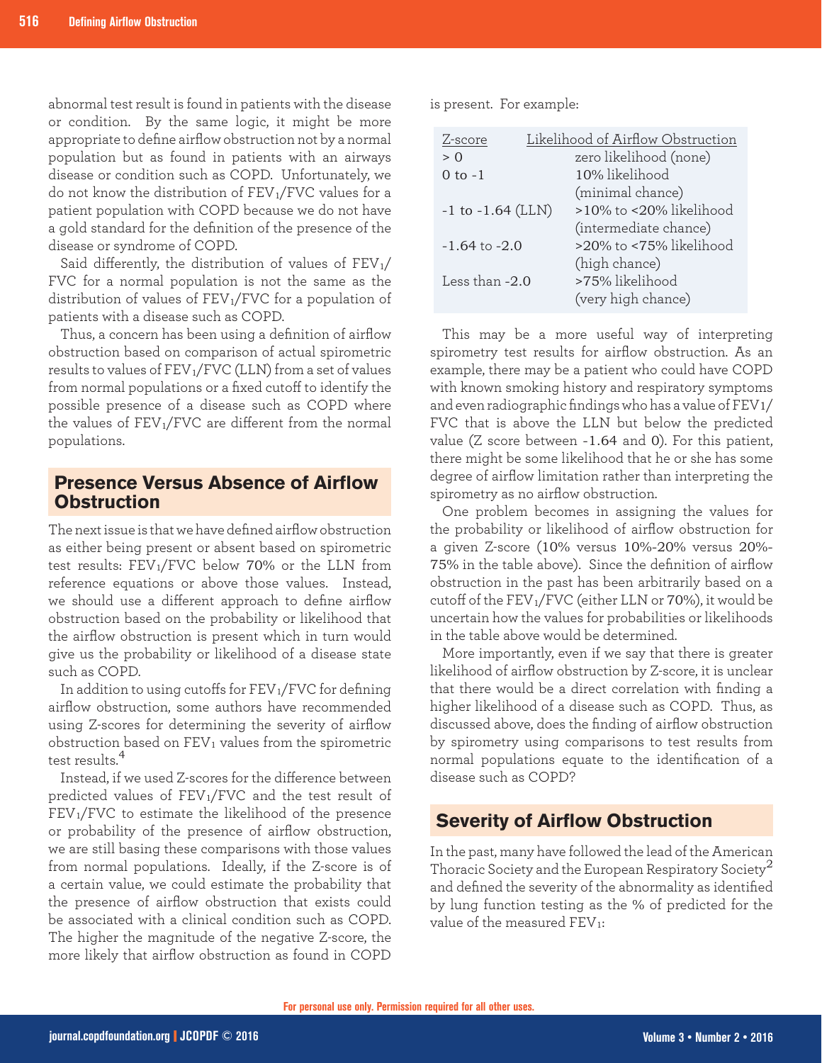abnormal test result is found in patients with the disease or condition. By the same logic, it might be more appropriate to define airflow obstruction not by a normal population but as found in patients with an airways disease or condition such as COPD. Unfortunately, we do not know the distribution of $FEV_1/FVC$ values for a patient population with COPD because we do not have a gold standard for the definition of the presence of the disease or syndrome of COPD.

Said differently, the distribution of values of $FEV_1/FVC$ for a normal population is not the same as the distribution of values of $FEV_1/FVC$ for a population of patients with a disease such as COPD.

Thus, a concern has been using a definition of airflow obstruction based on comparison of actual spirometric results to values of $FEV_1/FVC$ (LLN) from a set of values from normal populations or a fixed cutoff to identify the possible presence of a disease such as COPD where the values of $FEV_1/FVC$ are different from the normal populations.

## Presence Versus Absence of Airflow Obstruction

The next issue is that we have defined airflow obstruction as either being present or absent based on spirometric test results: $FEV_1/FVC$ below 70% or the LLN from reference equations or above those values. Instead, we should use a different approach to define airflow obstruction based on the probability or likelihood that the airflow obstruction is present which in turn would give us the probability or likelihood of a disease state such as COPD.

In addition to using cutoffs for $FEV_1/FVC$ for defining airflow obstruction, some authors have recommended using Z-scores for determining the severity of airflow obstruction based on $FEV_1$ values from the spirometric test results.[4]

Instead, if we used Z-scores for the difference between predicted values of $FEV_1/FVC$ and the test result of $FEV_1/FVC$ to estimate the likelihood of the presence or probability of the presence of airflow obstruction, we are still basing these comparisons with those values from normal populations. Ideally, if the Z-score is of a certain value, we could estimate the probability that the presence of airflow obstruction that exists could be associated with a clinical condition such as COPD. The higher the magnitude of the negative Z-score, the more likely that airflow obstruction as found in COPD is present. For example:

| Z-score | Likelihood of Airflow Obstruction |
|---|---|
| > 0 | zero likelihood (none) |
| 0 to -1 | 10% likelihood (minimal chance) |
| -1 to -1.64 (LLN) | >10% to <20% likelihood (intermediate chance) |
| -1.64 to -2.0 | >20% to <75% likelihood (high chance) |
| Less than -2.0 | >75% likelihood (very high chance) |

This may be a more useful way of interpreting spirometry test results for airflow obstruction. As an example, there may be a patient who could have COPD with known smoking history and respiratory symptoms and even radiographic findings who has a value of $FEV_1/FVC$ that is above the LLN but below the predicted value (Z score between -1.64 and 0). For this patient, there might be some likelihood that he or she has some degree of airflow limitation rather than interpreting the spirometry as no airflow obstruction.

One problem becomes in assigning the values for the probability or likelihood of airflow obstruction for a given Z-score (10% versus 10%-20% versus 20%-75% in the table above). Since the definition of airflow obstruction in the past has been arbitrarily based on a cutoff of the $FEV_1/FVC$ (either LLN or 70%), it would be uncertain how the values for probabilities or likelihoods in the table above would be determined.

More importantly, even if we say that there is greater likelihood of airflow obstruction by Z-score, it is unclear that there would be a direct correlation with finding a higher likelihood of a disease such as COPD. Thus, as discussed above, does the finding of airflow obstruction by spirometry using comparisons to test results from normal populations equate to the identification of a disease such as COPD?

## Severity of Airflow Obstruction

In the past, many have followed the lead of the American Thoracic Society and the European Respiratory Society[2] and defined the severity of the abnormality as identified by lung function testing as the % of predicted for the value of the measured $FEV_1$: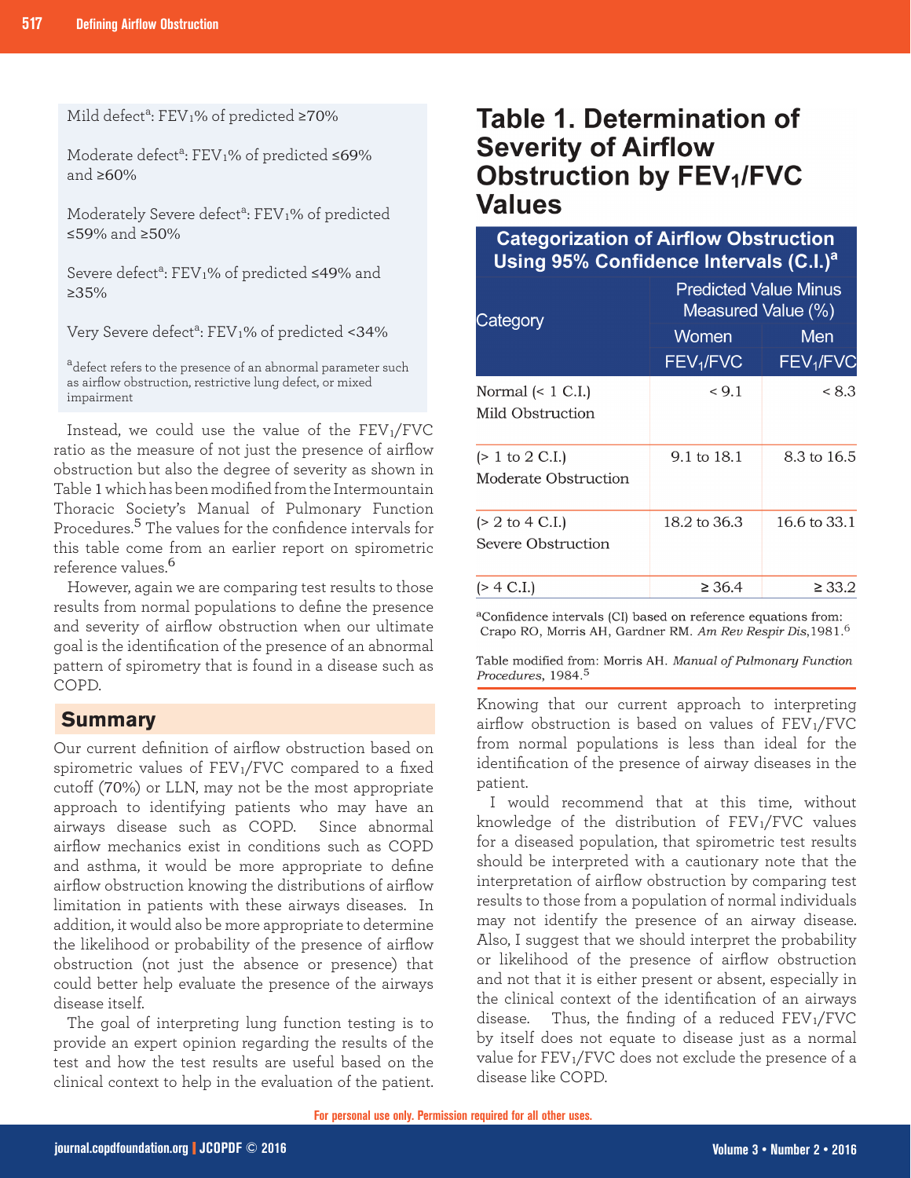Mild defect[a]: $FEV_1$% of predicted ≥70%

Moderate defect[a]: $FEV_1$% of predicted ≤69% and ≥60%

Moderately Severe defect[a]: $FEV_1$% of predicted ≤59% and ≥50%

Severe defect[a]: $FEV_1$% of predicted ≤49% and ≥35%

Very Severe defect[a]: $FEV_1$% of predicted <34%

[a]defect refers to the presence of an abnormal parameter such as airflow obstruction, restrictive lung defect, or mixed impairment

Instead, we could use the value of the $FEV_1/FVC$ ratio as the measure of not just the presence of airflow obstruction but also the degree of severity as shown in Table 1 which has been modified from the Intermountain Thoracic Society's Manual of Pulmonary Function Procedures.[5] The values for the confidence intervals for this table come from an earlier report on spirometric reference values.[6]

However, again we are comparing test results to those results from normal populations to define the presence and severity of airflow obstruction when our ultimate goal is the identification of the presence of an abnormal pattern of spirometry that is found in a disease such as COPD.

## Table 1. Determination of Severity of Airflow Obstruction by $FEV_1/FVC$ Values

| Categorization of Airflow Obstruction Using 95% Confidence Intervals (C.I.)[a] | | |
|---|---|---|
| Category | Predicted Value Minus Measured Value (%) | |
| | Women | Men |
| | $FEV_1/FVC$ | $FEV_1/FVC$ |
| Normal (< 1 C.I.) | < 9.1 | < 8.3 |
| Mild Obstruction (> 1 to 2 C.I.) | 9.1 to 18.1 | 8.3 to 16.5 |
| Moderate Obstruction (> 2 to 4 C.I.) | 18.2 to 36.3 | 16.6 to 33.1 |
| Severe Obstruction (> 4 C.I.) | ≥ 36.4 | ≥ 33.2 |

[a]Confidence intervals (CI) based on reference equations from: Crapo RO, Morris AH, Gardner RM. *Am Rev Respir Dis*, 1981.[6]

Table modified from: Morris AH. *Manual of Pulmonary Function Procedures*, 1984.[5]

## Summary

Our current definition of airflow obstruction based on spirometric values of $FEV_1/FVC$ compared to a fixed cutoff (70%) or LLN, may not be the most appropriate approach to identifying patients who may have an airways disease such as COPD. Since abnormal airflow mechanics exist in conditions such as COPD and asthma, it would be more appropriate to define airflow obstruction knowing the distributions of airflow limitation in patients with these airways diseases. In addition, it would also be more appropriate to determine the likelihood or probability of the presence of airflow obstruction (not just the absence or presence) that could better help evaluate the presence of the airways disease itself.

The goal of interpreting lung function testing is to provide an expert opinion regarding the results of the test and how the test results are useful based on the clinical context to help in the evaluation of the patient. Knowing that our current approach to interpreting airflow obstruction is based on values of $FEV_1/FVC$ from normal populations is less than ideal for the identification of the presence of airway diseases in the patient.

I would recommend that at this time, without knowledge of the distribution of $FEV_1/FVC$ values for a diseased population, that spirometric test results should be interpreted with a cautionary note that the interpretation of airflow obstruction by comparing test results to those from a population of normal individuals may not identify the presence of an airway disease. Also, I suggest that we should interpret the probability or likelihood of the presence of airflow obstruction and not that it is either present or absent, especially in the clinical context of the identification of an airways disease. Thus, the finding of a reduced $FEV_1/FVC$ by itself does not equate to disease just as a normal value for $FEV_1/FVC$ does not exclude the presence of a disease like COPD.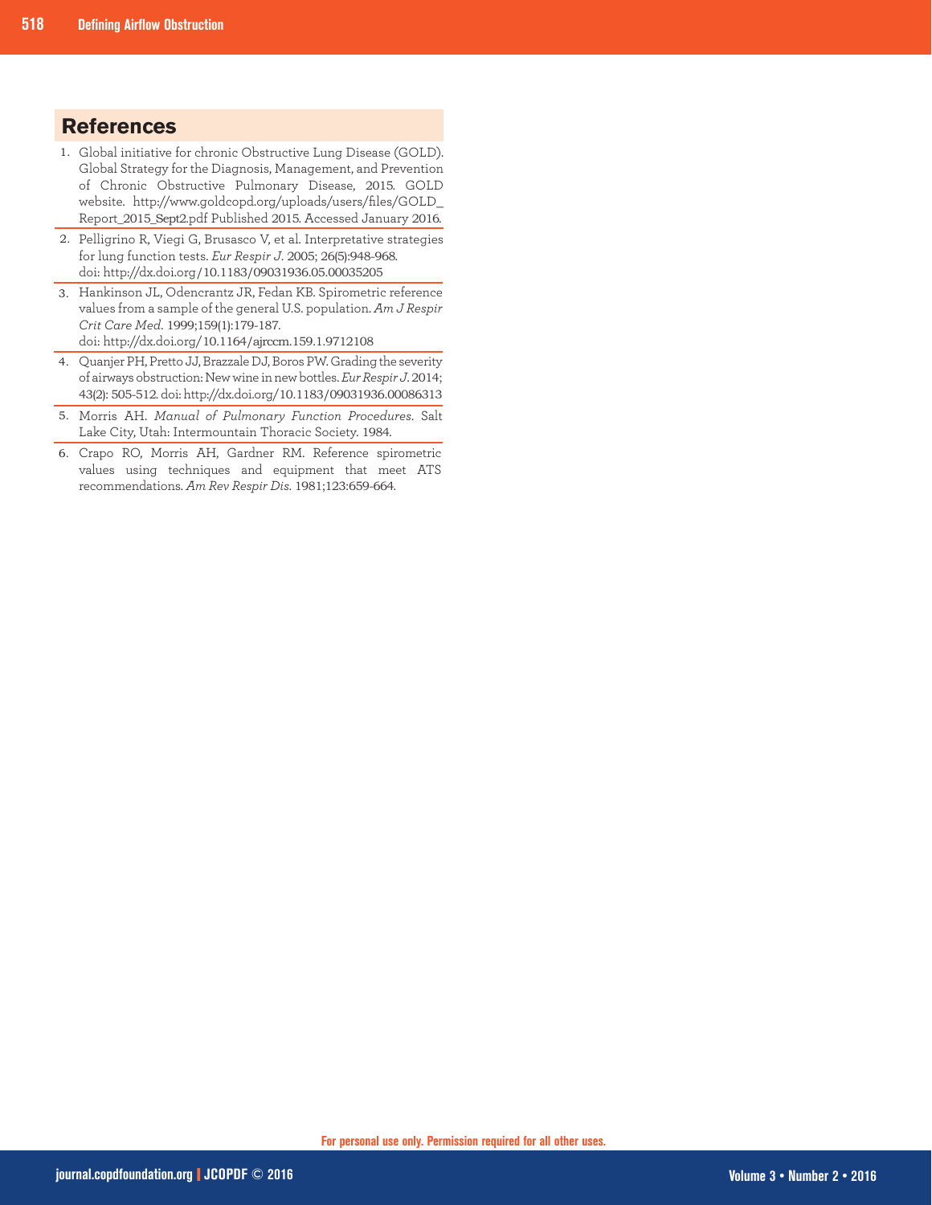## References

1. Global initiative for chronic Obstructive Lung Disease (GOLD). Global Strategy for the Diagnosis, Management, and Prevention of Chronic Obstructive Pulmonary Disease, 2015. GOLD website. http://www.goldcopd.org/uploads/users/files/GOLD_Report_2015_Sept2.pdf Published 2015. Accessed January 2016.
2. Pelligrino R, Viegi G, Brusasco V, et al. Interpretative strategies for lung function tests. *Eur Respir J*. 2005; 26(5):948-968. doi: http://dx.doi.org/10.1183/09031936.05.00035205
3. Hankinson JL, Odencrantz JR, Fedan KB. Spirometric reference values from a sample of the general U.S. population. *Am J Respir Crit Care Med*. 1999;159(1):179-187. doi: http://dx.doi.org/10.1164/ajrccm.159.1.9712108
4. Quanjer PH, Pretto JJ, Brazzale DJ, Boros PW. Grading the severity of airways obstruction: New wine in new bottles. *Eur Respir J*. 2014; 43(2): 505-512. doi: http://dx.doi.org/10.1183/09031936.00086313
5. Morris AH. *Manual of Pulmonary Function Procedures*. Salt Lake City, Utah: Intermountain Thoracic Society. 1984.
6. Crapo RO, Morris AH, Gardner RM. Reference spirometric values using techniques and equipment that meet ATS recommendations. *Am Rev Respir Dis*. 1981;123:659-664.